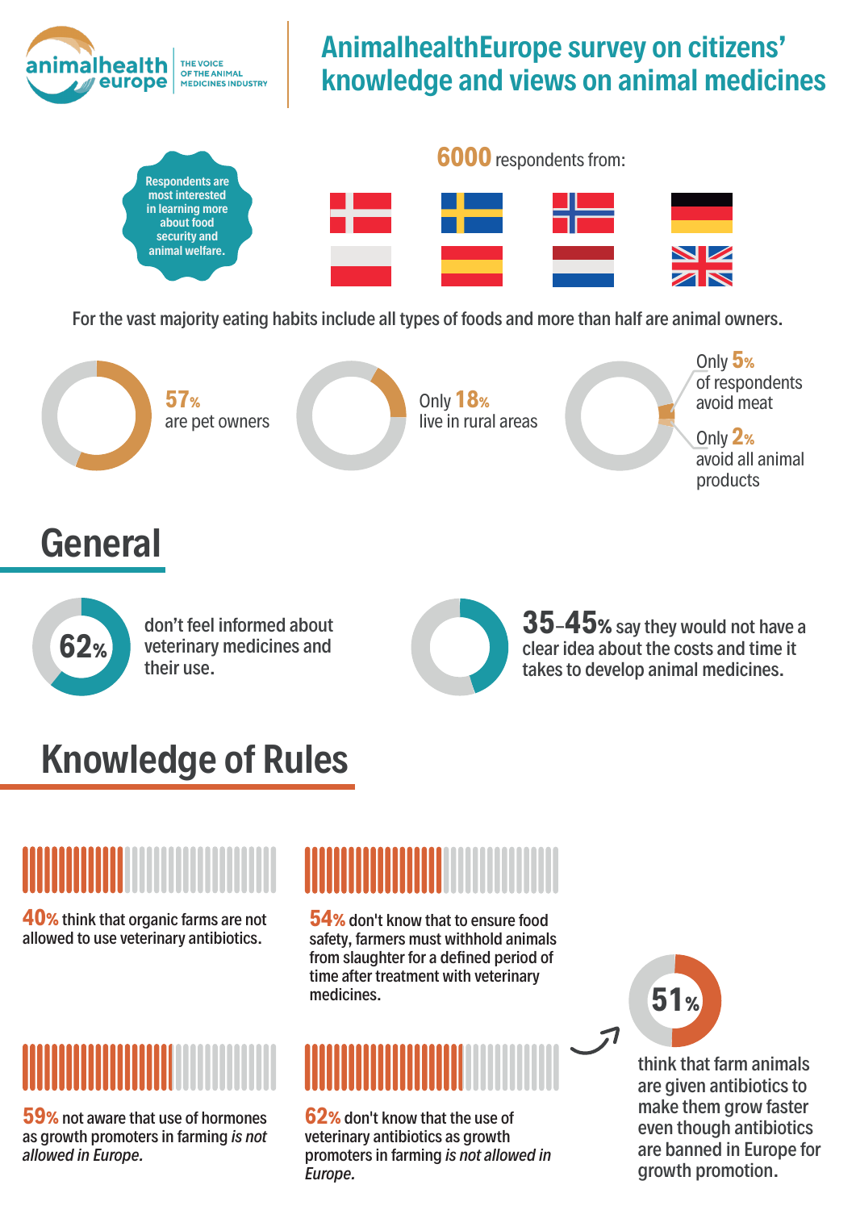animalhealth europe — THE VOICE OF THE ANIMAL MEDICINES INDUSTRY

# AnimalhealthEurope survey on citizens' knowledge and views on animal medicines

Respondents are most interested in learning more about food security and animal welfare.

**6000** respondents from:

For the vast majority eating habits include all types of foods and more than half are animal owners.

**57%** are pet owners

Only **18%** live in rural areas

Only **5%** of respondents avoid meat

Only **2%** avoid all animal products

## General

**62%** don't feel informed about veterinary medicines and their use.

**35–45%** say they would not have a clear idea about the costs and time it takes to develop animal medicines.

## Knowledge of Rules

**40%** think that organic farms are not allowed to use veterinary antibiotics.

**54%** don't know that to ensure food safety, farmers must withhold animals from slaughter for a defined period of time after treatment with veterinary medicines.

**59%** not aware that use of hormones as growth promoters in farming *is not allowed in Europe.*

**62%** don't know that the use of veterinary antibiotics as growth promoters in farming *is not allowed in Europe.*

**51%** think that farm animals are given antibiotics to make them grow faster even though antibiotics are banned in Europe for growth promotion.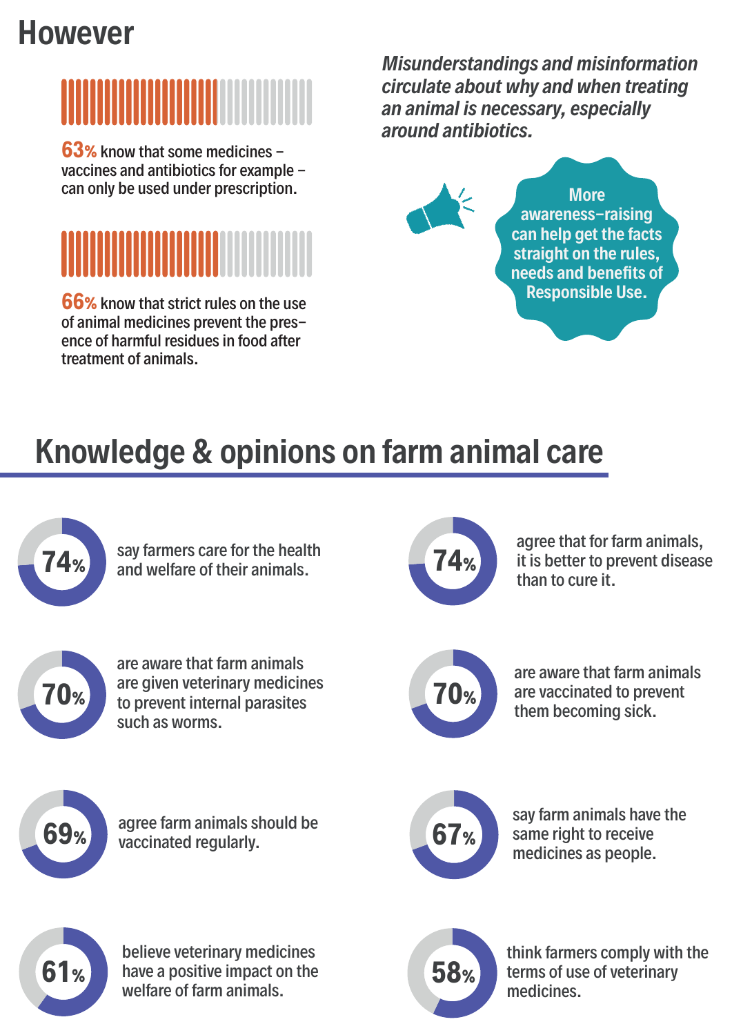# However

**63%** know that some medicines – vaccines and antibiotics for example – can only be used under prescription.

**66%** know that strict rules on the use of animal medicines prevent the presence of harmful residues in food after treatment of animals.

*Misunderstandings and misinformation circulate about why and when treating an animal is necessary, especially around antibiotics.*

**More awareness-raising can help get the facts straight on the rules, needs and benefits of Responsible Use.**

## Knowledge & opinions on farm animal care

**74%** say farmers care for the health and welfare of their animals.

**74%** agree that for farm animals, it is better to prevent disease than to cure it.

**70%** are aware that farm animals are given veterinary medicines to prevent internal parasites such as worms.

**70%** are aware that farm animals are vaccinated to prevent them becoming sick.

**69%** agree farm animals should be vaccinated regularly.

**67%** say farm animals have the same right to receive medicines as people.

**61%** believe veterinary medicines have a positive impact on the welfare of farm animals.

**58%** think farmers comply with the terms of use of veterinary medicines.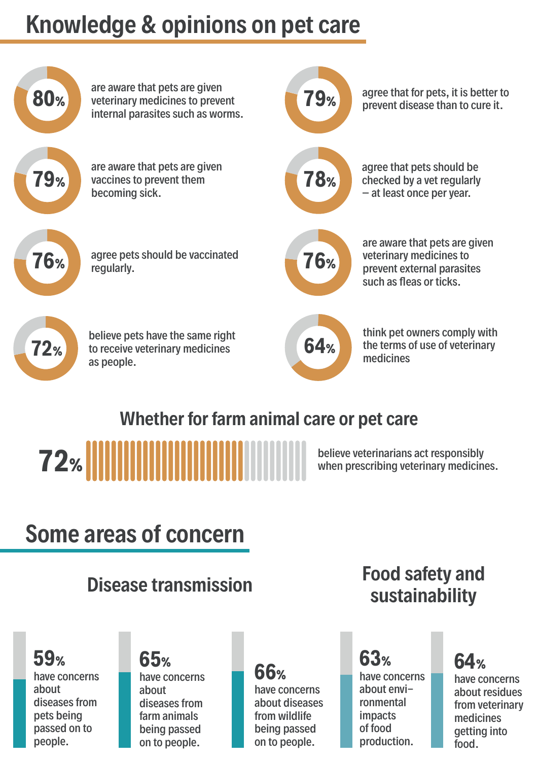# Knowledge & opinions on pet care

**80%** are aware that pets are given veterinary medicines to prevent internal parasites such as worms.

**79%** agree that for pets, it is better to prevent disease than to cure it.

**79%** are aware that pets are given vaccines to prevent them becoming sick.

**78%** agree that pets should be checked by a vet regularly – at least once per year.

**76%** agree pets should be vaccinated regularly.

**76%** are aware that pets are given veterinary medicines to prevent external parasites such as fleas or ticks.

**72%** believe pets have the same right to receive veterinary medicines as people.

**64%** think pet owners comply with the terms of use of veterinary medicines

## Whether for farm animal care or pet care

**72%** believe veterinarians act responsibly when prescribing veterinary medicines.

# Some areas of concern

## Disease transmission

**59%** have concerns about diseases from pets being passed on to people.

**65%** have concerns about diseases from farm animals being passed on to people.

**66%** have concerns about diseases from wildlife being passed on to people.

## Food safety and sustainability

**63%** have concerns about envi-ronmental impacts of food production.

**64%** have concerns about residues from veterinary medicines getting into food.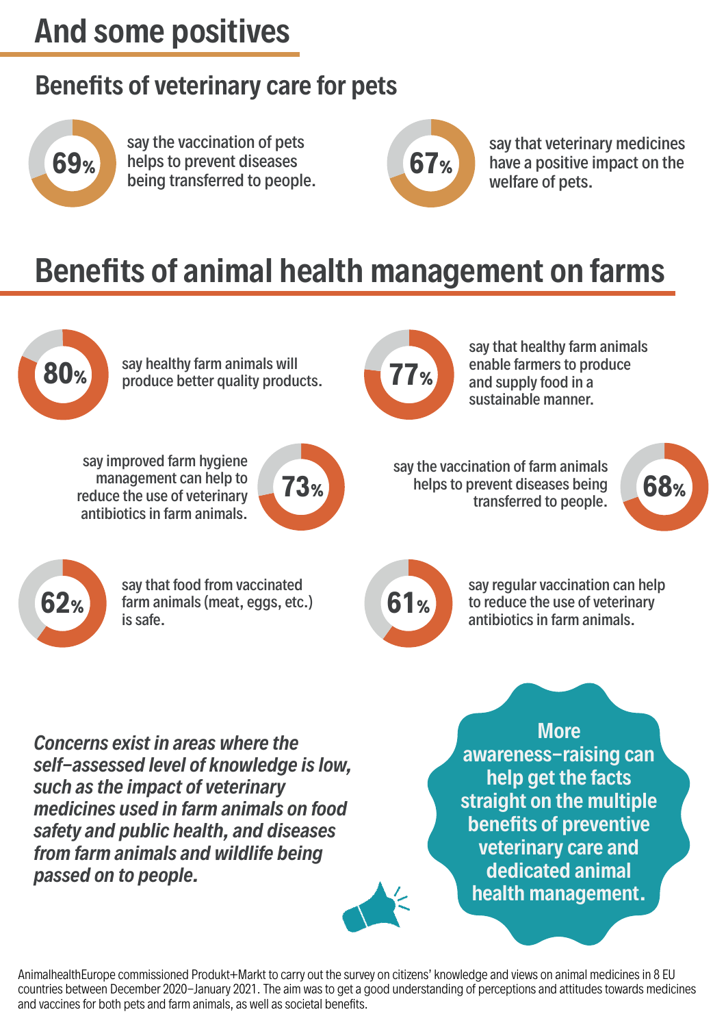# And some positives

## Benefits of veterinary care for pets

69% say the vaccination of pets helps to prevent diseases being transferred to people.

67% say that veterinary medicines have a positive impact on the welfare of pets.

## Benefits of animal health management on farms

80% say healthy farm animals will produce better quality products.

77% say that healthy farm animals enable farmers to produce and supply food in a sustainable manner.

73% say improved farm hygiene management can help to reduce the use of veterinary antibiotics in farm animals.

68% say the vaccination of farm animals helps to prevent diseases being transferred to people.

62% say that food from vaccinated farm animals (meat, eggs, etc.) is safe.

61% say regular vaccination can help to reduce the use of veterinary antibiotics in farm animals.

***Concerns exist in areas where the self-assessed level of knowledge is low, such as the impact of veterinary medicines used in farm animals on food safety and public health, and diseases from farm animals and wildlife being passed on to people.***

**More awareness-raising can help get the facts straight on the multiple benefits of preventive veterinary care and dedicated animal health management.**

AnimalhealthEurope commissioned Produkt+Markt to carry out the survey on citizens' knowledge and views on animal medicines in 8 EU countries between December 2020–January 2021. The aim was to get a good understanding of perceptions and attitudes towards medicines and vaccines for both pets and farm animals, as well as societal benefits.